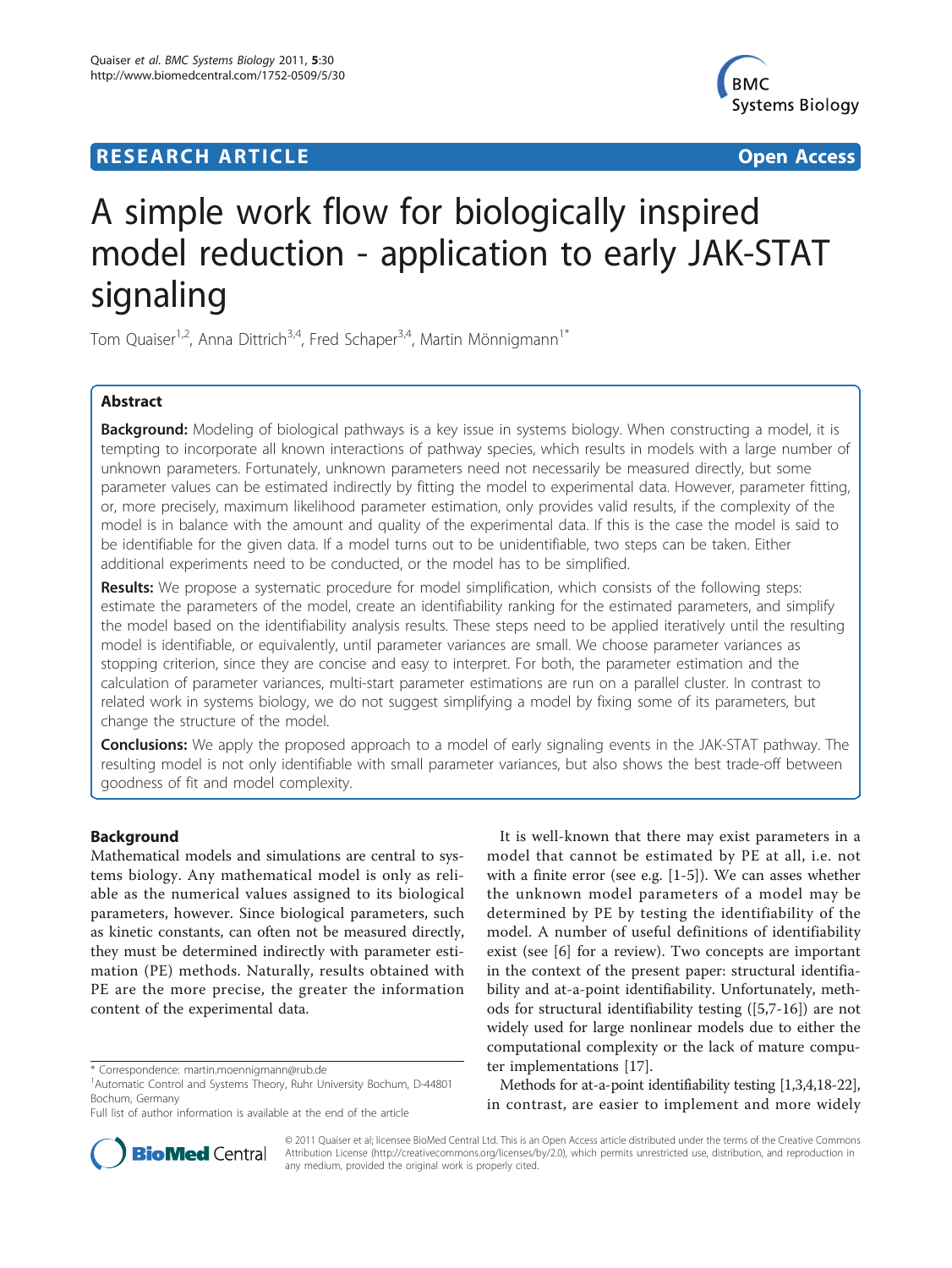# A simple work flow for biologically inspired model reduction - application to early JAK-STAT signaling

Tom Quaiser[1,2], Anna Dittrich[3,4], Fred Schaper[3,4], Martin Mönnigmann[1*]

## Abstract

**Background:** Modeling of biological pathways is a key issue in systems biology. When constructing a model, it is tempting to incorporate all known interactions of pathway species, which results in models with a large number of unknown parameters. Fortunately, unknown parameters need not necessarily be measured directly, but some parameter values can be estimated indirectly by fitting the model to experimental data. However, parameter fitting, or, more precisely, maximum likelihood parameter estimation, only provides valid results, if the complexity of the model is in balance with the amount and quality of the experimental data. If this is the case the model is said to be identifiable for the given data. If a model turns out to be unidentifiable, two steps can be taken. Either additional experiments need to be conducted, or the model has to be simplified.

**Results:** We propose a systematic procedure for model simplification, which consists of the following steps: estimate the parameters of the model, create an identifiability ranking for the estimated parameters, and simplify the model based on the identifiability analysis results. These steps need to be applied iteratively until the resulting model is identifiable, or equivalently, until parameter variances are small. We choose parameter variances as stopping criterion, since they are concise and easy to interpret. For both, the parameter estimation and the calculation of parameter variances, multi-start parameter estimations are run on a parallel cluster. In contrast to related work in systems biology, we do not suggest simplifying a model by fixing some of its parameters, but change the structure of the model.

**Conclusions:** We apply the proposed approach to a model of early signaling events in the JAK-STAT pathway. The resulting model is not only identifiable with small parameter variances, but also shows the best trade-off between goodness of fit and model complexity.

## Background

Mathematical models and simulations are central to systems biology. Any mathematical model is only as reliable as the numerical values assigned to its biological parameters, however. Since biological parameters, such as kinetic constants, can often not be measured directly, they must be determined indirectly with parameter estimation (PE) methods. Naturally, results obtained with PE are the more precise, the greater the information content of the experimental data.

It is well-known that there may exist parameters in a model that cannot be estimated by PE at all, i.e. not with a finite error (see e.g. [1-5]). We can asses whether the unknown model parameters of a model may be determined by PE by testing the identifiability of the model. A number of useful definitions of identifiability exist (see [6] for a review). Two concepts are important in the context of the present paper: structural identifiability and at-a-point identifiability. Unfortunately, methods for structural identifiability testing ([5,7-16]) are not widely used for large nonlinear models due to either the computational complexity or the lack of mature computer implementations [17].

Methods for at-a-point identifiability testing [1,3,4,18-22], in contrast, are easier to implement and more widely

* Correspondence: martin.moennigmann@rub.de
[1]Automatic Control and Systems Theory, Ruhr University Bochum, D-44801 Bochum, Germany
Full list of author information is available at the end of the article

© 2011 Quaiser et al; licensee BioMed Central Ltd. This is an Open Access article distributed under the terms of the Creative Commons Attribution License (http://creativecommons.org/licenses/by/2.0), which permits unrestricted use, distribution, and reproduction in any medium, provided the original work is properly cited.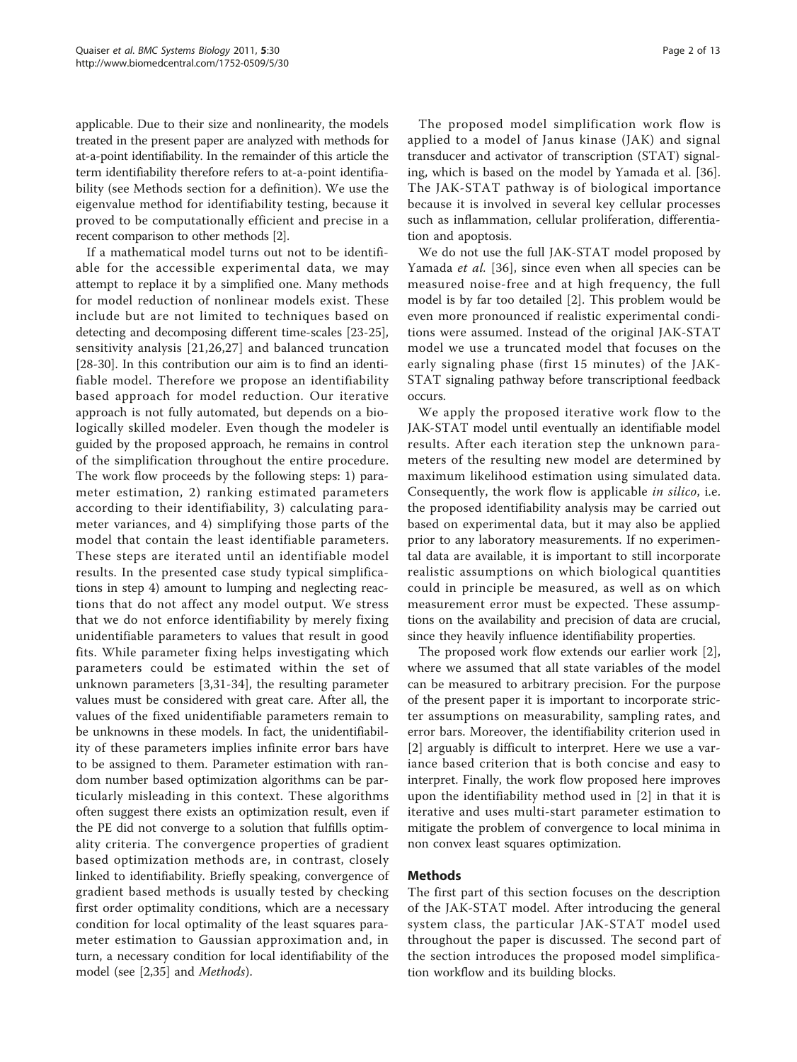applicable. Due to their size and nonlinearity, the models treated in the present paper are analyzed with methods for at-a-point identifiability. In the remainder of this article the term identifiability therefore refers to at-a-point identifiability (see Methods section for a definition). We use the eigenvalue method for identifiability testing, because it proved to be computationally efficient and precise in a recent comparison to other methods [2].

If a mathematical model turns out not to be identifiable for the accessible experimental data, we may attempt to replace it by a simplified one. Many methods for model reduction of nonlinear models exist. These include but are not limited to techniques based on detecting and decomposing different time-scales [23-25], sensitivity analysis [21,26,27] and balanced truncation [28-30]. In this contribution our aim is to find an identifiable model. Therefore we propose an identifiability based approach for model reduction. Our iterative approach is not fully automated, but depends on a biologically skilled modeler. Even though the modeler is guided by the proposed approach, he remains in control of the simplification throughout the entire procedure. The work flow proceeds by the following steps: 1) parameter estimation, 2) ranking estimated parameters according to their identifiability, 3) calculating parameter variances, and 4) simplifying those parts of the model that contain the least identifiable parameters. These steps are iterated until an identifiable model results. In the presented case study typical simplifications in step 4) amount to lumping and neglecting reactions that do not affect any model output. We stress that we do not enforce identifiability by merely fixing unidentifiable parameters to values that result in good fits. While parameter fixing helps investigating which parameters could be estimated within the set of unknown parameters [3,31-34], the resulting parameter values must be considered with great care. After all, the values of the fixed unidentifiable parameters remain to be unknowns in these models. In fact, the unidentifiability of these parameters implies infinite error bars have to be assigned to them. Parameter estimation with random number based optimization algorithms can be particularly misleading in this context. These algorithms often suggest there exists an optimization result, even if the PE did not converge to a solution that fulfills optimality criteria. The convergence properties of gradient based optimization methods are, in contrast, closely linked to identifiability. Briefly speaking, convergence of gradient based methods is usually tested by checking first order optimality conditions, which are a necessary condition for local optimality of the least squares parameter estimation to Gaussian approximation and, in turn, a necessary condition for local identifiability of the model (see [2,35] and *Methods*).

The proposed model simplification work flow is applied to a model of Janus kinase (JAK) and signal transducer and activator of transcription (STAT) signaling, which is based on the model by Yamada et al. [36]. The JAK-STAT pathway is of biological importance because it is involved in several key cellular processes such as inflammation, cellular proliferation, differentiation and apoptosis.

We do not use the full JAK-STAT model proposed by Yamada *et al.* [36], since even when all species can be measured noise-free and at high frequency, the full model is by far too detailed [2]. This problem would be even more pronounced if realistic experimental conditions were assumed. Instead of the original JAK-STAT model we use a truncated model that focuses on the early signaling phase (first 15 minutes) of the JAK-STAT signaling pathway before transcriptional feedback occurs.

We apply the proposed iterative work flow to the JAK-STAT model until eventually an identifiable model results. After each iteration step the unknown parameters of the resulting new model are determined by maximum likelihood estimation using simulated data. Consequently, the work flow is applicable *in silico*, i.e. the proposed identifiability analysis may be carried out based on experimental data, but it may also be applied prior to any laboratory measurements. If no experimental data are available, it is important to still incorporate realistic assumptions on which biological quantities could in principle be measured, as well as on which measurement error must be expected. These assumptions on the availability and precision of data are crucial, since they heavily influence identifiability properties.

The proposed work flow extends our earlier work [2], where we assumed that all state variables of the model can be measured to arbitrary precision. For the purpose of the present paper it is important to incorporate stricter assumptions on measurability, sampling rates, and error bars. Moreover, the identifiability criterion used in [2] arguably is difficult to interpret. Here we use a variance based criterion that is both concise and easy to interpret. Finally, the work flow proposed here improves upon the identifiability method used in [2] in that it is iterative and uses multi-start parameter estimation to mitigate the problem of convergence to local minima in non convex least squares optimization.

## Methods

The first part of this section focuses on the description of the JAK-STAT model. After introducing the general system class, the particular JAK-STAT model used throughout the paper is discussed. The second part of the section introduces the proposed model simplification workflow and its building blocks.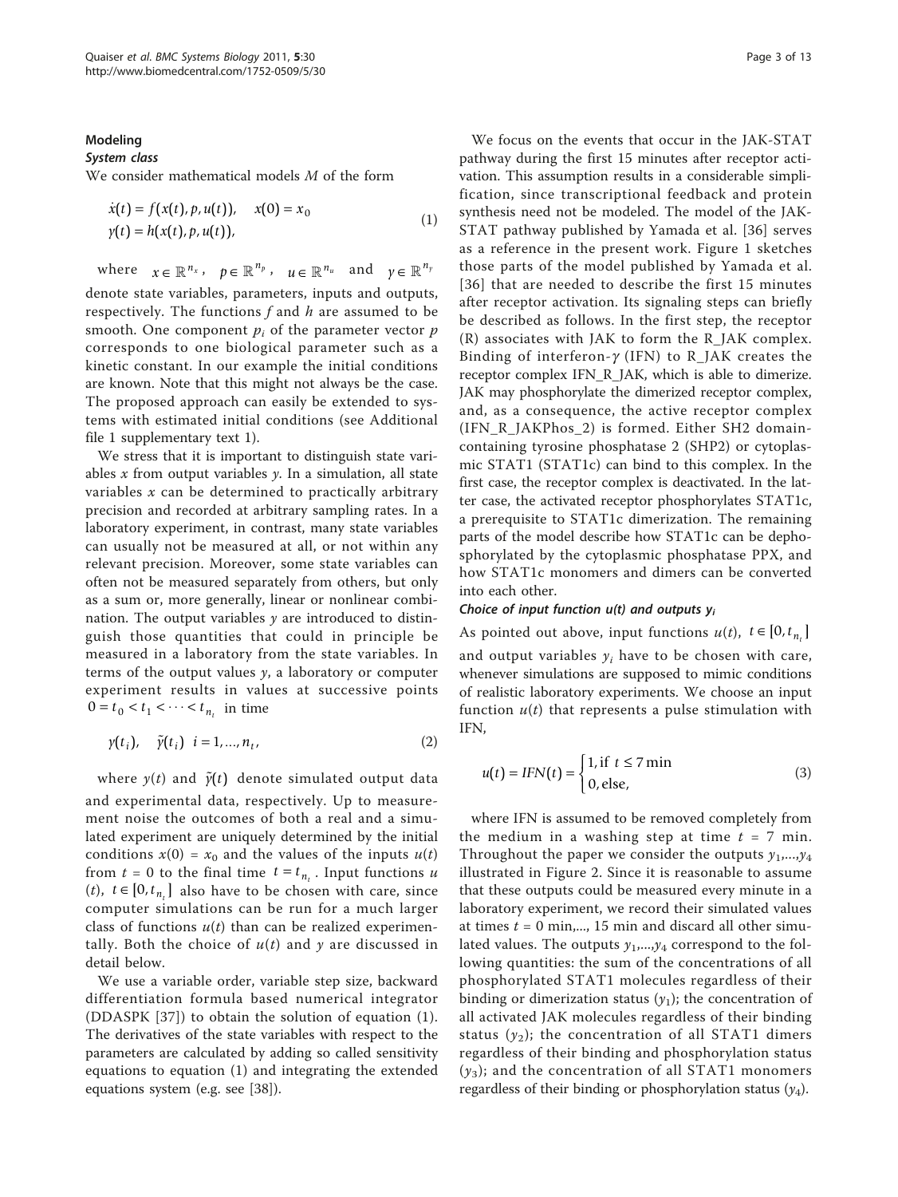## Modeling

### System class

We consider mathematical models $M$ of the form

$$\begin{aligned} \dot{x}(t) &= f(x(t), p, u(t)), \quad x(0) = x_0 \\ y(t) &= h(x(t), p, u(t)), \end{aligned} \tag{1}$$

where $x \in \mathbb{R}^{n_x}$, $p \in \mathbb{R}^{n_p}$, $u \in \mathbb{R}^{n_u}$ and $y \in \mathbb{R}^{n_y}$ denote state variables, parameters, inputs and outputs, respectively. The functions $f$ and $h$ are assumed to be smooth. One component $p_i$ of the parameter vector $p$ corresponds to one biological parameter such as a kinetic constant. In our example the initial conditions are known. Note that this might not always be the case. The proposed approach can easily be extended to systems with estimated initial conditions (see Additional file 1 supplementary text 1).

We stress that it is important to distinguish state variables $x$ from output variables $y$. In a simulation, all state variables $x$ can be determined to practically arbitrary precision and recorded at arbitrary sampling rates. In a laboratory experiment, in contrast, many state variables can usually not be measured at all, or not within any relevant precision. Moreover, some state variables can often not be measured separately from others, but only as a sum or, more generally, linear or nonlinear combination. The output variables $y$ are introduced to distinguish those quantities that could in principle be measured in a laboratory from the state variables. In terms of the output values $y$, a laboratory or computer experiment results in values at successive points $0 = t_0 < t_1 < \cdots < t_{n_t}$ in time

$$y(t_i), \quad \tilde{y}(t_i) \quad i = 1, \ldots, n_t, \tag{2}$$

where $y(t)$ and $\tilde{y}(t)$ denote simulated output data and experimental data, respectively. Up to measurement noise the outcomes of both a real and a simulated experiment are uniquely determined by the initial conditions $x(0) = x_0$ and the values of the inputs $u(t)$ from $t = 0$ to the final time $t = t_{n_t}$. Input functions $u(t)$, $t \in [0, t_{n_t}]$ also have to be chosen with care, since computer simulations can be run for a much larger class of functions $u(t)$ than can be realized experimentally. Both the choice of $u(t)$ and $y$ are discussed in detail below.

We use a variable order, variable step size, backward differentiation formula based numerical integrator (DDASPK [37]) to obtain the solution of equation (1). The derivatives of the state variables with respect to the parameters are calculated by adding so called sensitivity equations to equation (1) and integrating the extended equations system (e.g. see [38]).

We focus on the events that occur in the JAK-STAT pathway during the first 15 minutes after receptor activation. This assumption results in a considerable simplification, since transcriptional feedback and protein synthesis need not be modeled. The model of the JAK-STAT pathway published by Yamada et al. [36] serves as a reference in the present work. Figure 1 sketches those parts of the model published by Yamada et al. [36] that are needed to describe the first 15 minutes after receptor activation. Its signaling steps can briefly be described as follows. In the first step, the receptor (R) associates with JAK to form the R_JAK complex. Binding of interferon-$\gamma$ (IFN) to R_JAK creates the receptor complex IFN_R_JAK, which is able to dimerize. JAK may phosphorylate the dimerized receptor complex, and, as a consequence, the active receptor complex (IFN_R_JAKPhos_2) is formed. Either SH2 domain-containing tyrosine phosphatase 2 (SHP2) or cytoplasmic STAT1 (STAT1c) can bind to this complex. In the first case, the receptor complex is deactivated. In the latter case, the activated receptor phosphorylates STAT1c, a prerequisite to STAT1c dimerization. The remaining parts of the model describe how STAT1c can be dephosphorylated by the cytoplasmic phosphatase PPX, and how STAT1c monomers and dimers can be converted into each other.

### Choice of input function $u(t)$ and outputs $y_i$

As pointed out above, input functions $u(t)$, $t \in [0, t_{n_t}]$ and output variables $y_i$ have to be chosen with care, whenever simulations are supposed to mimic conditions of realistic laboratory experiments. We choose an input function $u(t)$ that represents a pulse stimulation with IFN,

$$u(t) = IFN(t) = \begin{cases} 1, \text{if } t \leq 7\,\text{min} \\ 0, \text{else}, \end{cases} \tag{3}$$

where IFN is assumed to be removed completely from the medium in a washing step at time $t = 7$ min. Throughout the paper we consider the outputs $y_1,...,y_4$ illustrated in Figure 2. Since it is reasonable to assume that these outputs could be measured every minute in a laboratory experiment, we record their simulated values at times $t = 0$ min,..., 15 min and discard all other simulated values. The outputs $y_1,...,y_4$ correspond to the following quantities: the sum of the concentrations of all phosphorylated STAT1 molecules regardless of their binding or dimerization status ($y_1$); the concentration of all activated JAK molecules regardless of their binding status ($y_2$); the concentration of all STAT1 dimers regardless of their binding and phosphorylation status ($y_3$); and the concentration of all STAT1 monomers regardless of their binding or phosphorylation status ($y_4$).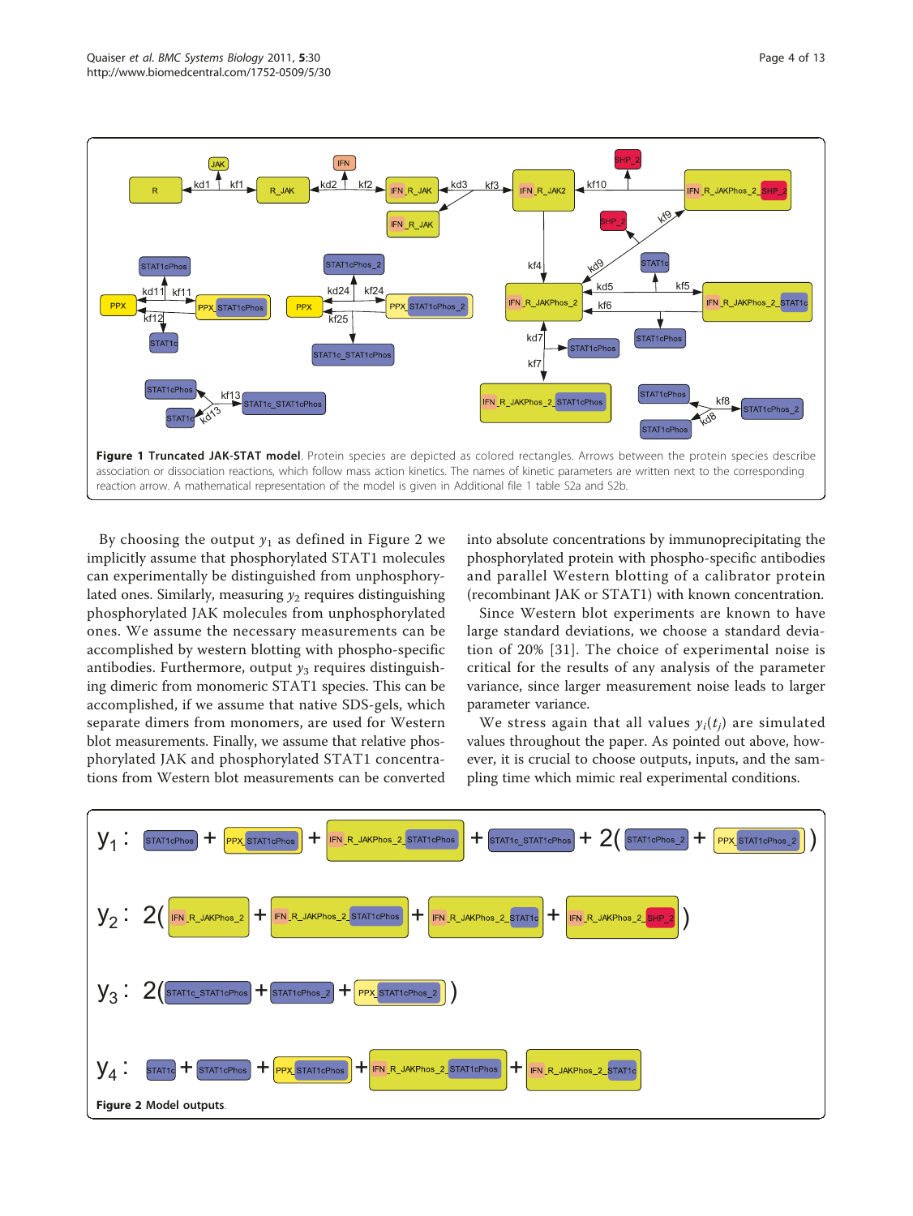**Figure 1 Truncated JAK-STAT model**. Protein species are depicted as colored rectangles. Arrows between the protein species describe association or dissociation reactions, which follow mass action kinetics. The names of kinetic parameters are written next to the corresponding reaction arrow. A mathematical representation of the model is given in Additional file 1 table S2a and S2b.

By choosing the output $y_1$ as defined in Figure 2 we implicitly assume that phosphorylated STAT1 molecules can experimentally be distinguished from unphosphorylated ones. Similarly, measuring $y_2$ requires distinguishing phosphorylated JAK molecules from unphosphorylated ones. We assume the necessary measurements can be accomplished by western blotting with phospho-specific antibodies. Furthermore, output $y_3$ requires distinguishing dimeric from monomeric STAT1 species. This can be accomplished, if we assume that native SDS-gels, which separate dimers from monomers, are used for Western blot measurements. Finally, we assume that relative phosphorylated JAK and phosphorylated STAT1 concentrations from Western blot measurements can be converted into absolute concentrations by immunoprecipitating the phosphorylated protein with phospho-specific antibodies and parallel Western blotting of a calibrator protein (recombinant JAK or STAT1) with known concentration.

Since Western blot experiments are known to have large standard deviations, we choose a standard deviation of 20% [31]. The choice of experimental noise is critical for the results of any analysis of the parameter variance, since larger measurement noise leads to larger parameter variance.

We stress again that all values $y_i(t_j)$ are simulated values throughout the paper. As pointed out above, however, it is crucial to choose outputs, inputs, and the sampling time which mimic real experimental conditions.

**Figure 2 Model outputs**.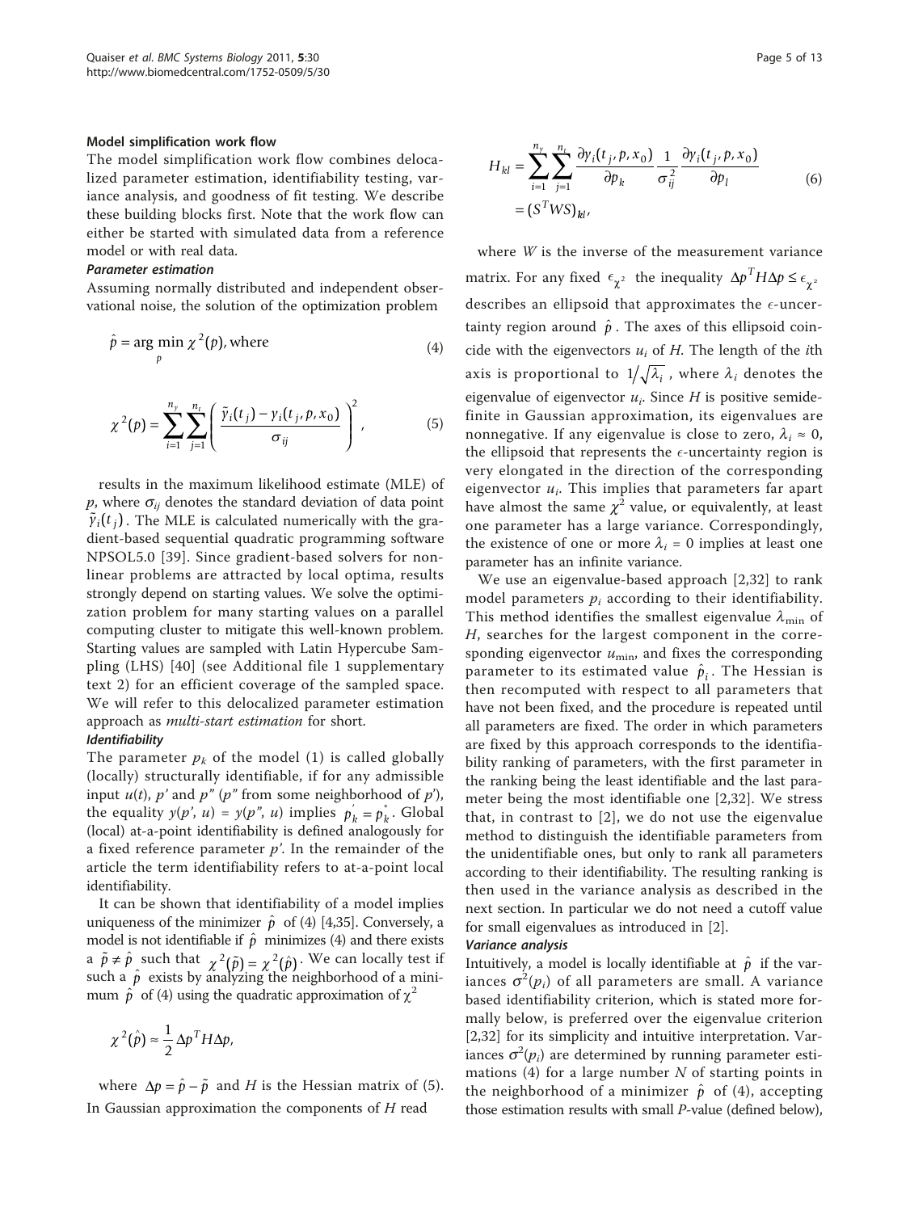### Model simplification work flow

The model simplification work flow combines delocalized parameter estimation, identifiability testing, variance analysis, and goodness of fit testing. We describe these building blocks first. Note that the work flow can either be started with simulated data from a reference model or with real data.

#### *Parameter estimation*

Assuming normally distributed and independent observational noise, the solution of the optimization problem

$$\hat{p} = \arg\min_{p} \chi^2(p), \text{ where} \tag{4}$$

$$\chi^2(p) = \sum_{i=1}^{n_y} \sum_{j=1}^{n_t} \left( \frac{\tilde{y}_i(t_j) - y_i(t_j, p, x_0)}{\sigma_{ij}} \right)^2, \tag{5}$$

results in the maximum likelihood estimate (MLE) of $p$, where $\sigma_{ij}$ denotes the standard deviation of data point $\tilde{y}_i(t_j)$. The MLE is calculated numerically with the gradient-based sequential quadratic programming software NPSOL5.0 [39]. Since gradient-based solvers for nonlinear problems are attracted by local optima, results strongly depend on starting values. We solve the optimization problem for many starting values on a parallel computing cluster to mitigate this well-known problem. Starting values are sampled with Latin Hypercube Sampling (LHS) [40] (see Additional file 1 supplementary text 2) for an efficient coverage of the sampled space. We will refer to this delocalized parameter estimation approach as *multi-start estimation* for short.

#### *Identifiability*

The parameter $p_k$ of the model (1) is called globally (locally) structurally identifiable, if for any admissible input $u(t)$, $p'$ and $p''$ ($p''$ from some neighborhood of $p'$), the equality $y(p', u) = y(p'', u)$ implies $p'_k = p''_k$. Global (local) at-a-point identifiability is defined analogously for a fixed reference parameter $p'$. In the remainder of the article the term identifiability refers to at-a-point local identifiability.

It can be shown that identifiability of a model implies uniqueness of the minimizer $\hat{p}$ of (4) [4,35]. Conversely, a model is not identifiable if $\hat{p}$ minimizes (4) and there exists a $\tilde{p} \neq \hat{p}$ such that $\chi^2(\tilde{p}) = \chi^2(\hat{p})$. We can locally test if such a $\hat{p}$ exists by analyzing the neighborhood of a minimum $\hat{p}$ of (4) using the quadratic approximation of $\chi^2$

$$\chi^2(\hat{p}) \approx \frac{1}{2} \Delta p^T H \Delta p,$$

where $\Delta p = \hat{p} - \tilde{p}$ and $H$ is the Hessian matrix of (5). In Gaussian approximation the components of $H$ read

$$\begin{aligned} H_{kl} &= \sum_{i=1}^{n_y} \sum_{j=1}^{n_t} \frac{\partial y_i(t_j, p, x_0)}{\partial p_k} \frac{1}{\sigma_{ij}^2} \frac{\partial y_i(t_j, p, x_0)}{\partial p_l} \\ &= (S^T W S)_{kl}, \end{aligned} \tag{6}$$

where $W$ is the inverse of the measurement variance matrix. For any fixed $\epsilon_{\chi^2}$ the inequality $\Delta p^T H \Delta p \leq \epsilon_{\chi^2}$ describes an ellipsoid that approximates the $\epsilon$-uncertainty region around $\hat{p}$. The axes of this ellipsoid coincide with the eigenvectors $u_i$ of $H$. The length of the $i$th axis is proportional to $1/\sqrt{\lambda_i}$, where $\lambda_i$ denotes the eigenvalue of eigenvector $u_i$. Since $H$ is positive semidefinite in Gaussian approximation, its eigenvalues are nonnegative. If any eigenvalue is close to zero, $\lambda_i \approx 0$, the ellipsoid that represents the $\epsilon$-uncertainty region is very elongated in the direction of the corresponding eigenvector $u_i$. This implies that parameters far apart have almost the same $\chi^2$ value, or equivalently, at least one parameter has a large variance. Correspondingly, the existence of one or more $\lambda_i = 0$ implies at least one parameter has an infinite variance.

We use an eigenvalue-based approach [2,32] to rank model parameters $p_i$ according to their identifiability. This method identifies the smallest eigenvalue $\lambda_{min}$ of $H$, searches for the largest component in the corresponding eigenvector $u_{min}$, and fixes the corresponding parameter to its estimated value $\hat{p}_i$. The Hessian is then recomputed with respect to all parameters that have not been fixed, and the procedure is repeated until all parameters are fixed. The order in which parameters are fixed by this approach corresponds to the identifiability ranking of parameters, with the first parameter in the ranking being the least identifiable and the last parameter being the most identifiable one [2,32]. We stress that, in contrast to [2], we do not use the eigenvalue method to distinguish the identifiable parameters from the unidentifiable ones, but only to rank all parameters according to their identifiability. The resulting ranking is then used in the variance analysis as described in the next section. In particular we do not need a cutoff value for small eigenvalues as introduced in [2].

#### *Variance analysis*

Intuitively, a model is locally identifiable at $\hat{p}$ if the variances $\sigma^2(p_i)$ of all parameters are small. A variance based identifiability criterion, which is stated more formally below, is preferred over the eigenvalue criterion [2,32] for its simplicity and intuitive interpretation. Variances $\sigma^2(p_i)$ are determined by running parameter estimations (4) for a large number $N$ of starting points in the neighborhood of a minimizer $\hat{p}$ of (4), accepting those estimation results with small $P$-value (defined below),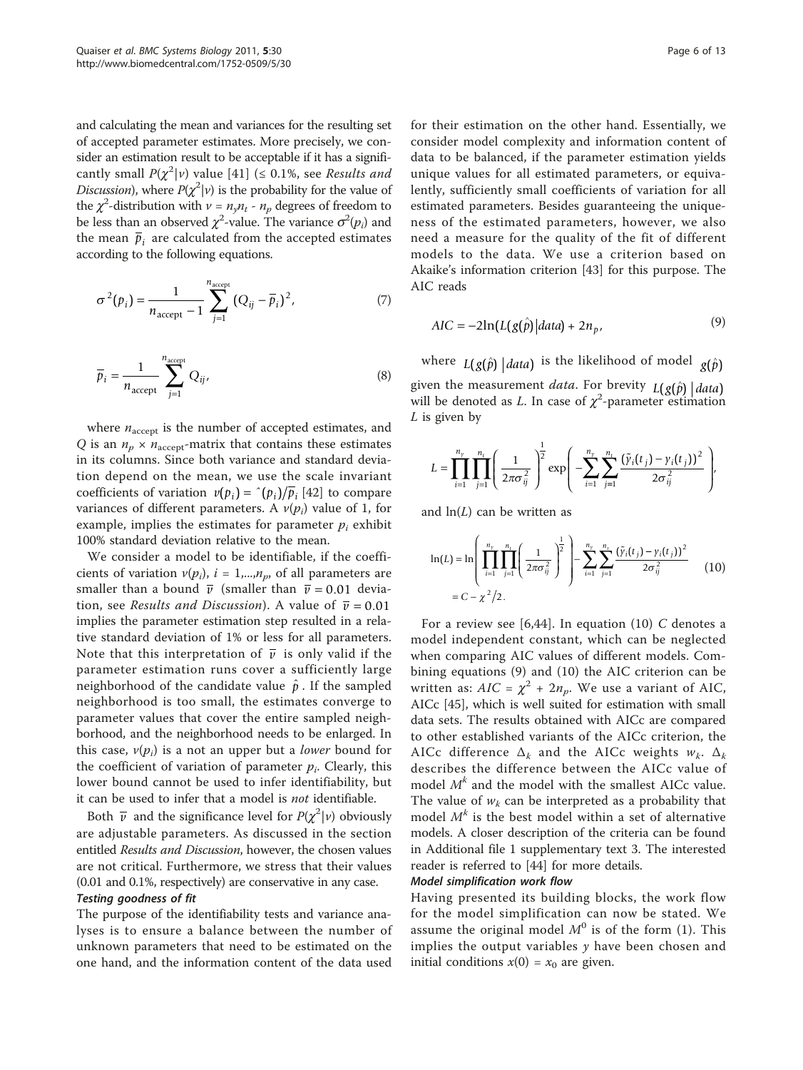and calculating the mean and variances for the resulting set of accepted parameter estimates. More precisely, we consider an estimation result to be acceptable if it has a significantly small $P(\chi^2|\nu)$ value [41] (≤ 0.1%, see *Results and Discussion*), where $P(\chi^2|\nu)$ is the probability for the value of the $\chi^2$-distribution with $\nu = n_y n_t - n_p$ degrees of freedom to be less than an observed $\chi^2$-value. The variance $\sigma^2(p_i)$ and the mean $\overline{p}_i$ are calculated from the accepted estimates according to the following equations.

$$\sigma^2(p_i) = \frac{1}{n_{\text{accept}} - 1} \sum_{j=1}^{n_{\text{accept}}} (Q_{ij} - \overline{p}_i)^2, \tag{7}$$

$$\overline{p}_i = \frac{1}{n_{\text{accept}}} \sum_{j=1}^{n_{\text{accept}}} Q_{ij}, \tag{8}$$

where $n_{\text{accept}}$ is the number of accepted estimates, and $Q$ is an $n_p \times n_{\text{accept}}$-matrix that contains these estimates in its columns. Since both variance and standard deviation depend on the mean, we use the scale invariant coefficients of variation $\nu(p_i) = \hat{}(p_i)/\overline{p}_i$ [42] to compare variances of different parameters. A $\nu(p_i)$ value of 1, for example, implies the estimates for parameter $p_i$ exhibit 100% standard deviation relative to the mean.

We consider a model to be identifiable, if the coefficients of variation $\nu(p_i)$, $i = 1,...,n_p$, of all parameters are smaller than a bound $\overline{\nu}$ (smaller than $\overline{\nu} = 0.01$ deviation, see *Results and Discussion*). A value of $\overline{\nu} = 0.01$ implies the parameter estimation step resulted in a relative standard deviation of 1% or less for all parameters. Note that this interpretation of $\overline{\nu}$ is only valid if the parameter estimation runs cover a sufficiently large neighborhood of the candidate value $\hat{p}$. If the sampled neighborhood is too small, the estimates converge to parameter values that cover the entire sampled neighborhood, and the neighborhood needs to be enlarged. In this case, $\nu(p_i)$ is a not an upper but a *lower* bound for the coefficient of variation of parameter $p_i$. Clearly, this lower bound cannot be used to infer identifiability, but it can be used to infer that a model is *not* identifiable.

Both $\overline{\nu}$ and the significance level for $P(\chi^2|\nu)$ obviously are adjustable parameters. As discussed in the section entitled *Results and Discussion*, however, the chosen values are not critical. Furthermore, we stress that their values (0.01 and 0.1%, respectively) are conservative in any case.

#### Testing goodness of fit

The purpose of the identifiability tests and variance analyses is to ensure a balance between the number of unknown parameters that need to be estimated on the one hand, and the information content of the data used for their estimation on the other hand. Essentially, we consider model complexity and information content of data to be balanced, if the parameter estimation yields unique values for all estimated parameters, or equivalently, sufficiently small coefficients of variation for all estimated parameters. Besides guaranteeing the uniqueness of the estimated parameters, however, we also need a measure for the quality of the fit of different models to the data. We use a criterion based on Akaike's information criterion [43] for this purpose. The AIC reads

$$AIC = -2\ln(L(g(\hat{p})|data) + 2n_p, \tag{9}$$

where $L(g(\hat{p})|data)$ is the likelihood of model $g(\hat{p})$ given the measurement *data*. For brevity $L(g(\hat{p})|data)$ will be denoted as $L$. In case of $\chi^2$-parameter estimation $L$ is given by

$$L = \prod_{i=1}^{n_y} \prod_{j=1}^{n_t} \left( \frac{1}{2\pi\sigma_{ij}^2} \right)^{\frac{1}{2}} \exp\left( -\sum_{i=1}^{n_y} \sum_{j=1}^{n_t} \frac{(\tilde{y}_i(t_j) - y_i(t_j))^2}{2\sigma_{ij}^2} \right),$$

and $\ln(L)$ can be written as

$$\begin{aligned} \ln(L) &= \ln\left( \prod_{i=1}^{n_y} \prod_{j=1}^{n_t} \left( \frac{1}{2\pi\sigma_{ij}^2} \right)^{\frac{1}{2}} \right) - \sum_{i=1}^{n_y} \sum_{j=1}^{n_t} \frac{(\tilde{y}_i(t_j) - y_i(t_j))^2}{2\sigma_{ij}^2} \\ &= C - \chi^2/2. \end{aligned} \tag{10}$$

For a review see [6,44]. In equation (10) $C$ denotes a model independent constant, which can be neglected when comparing AIC values of different models. Combining equations (9) and (10) the AIC criterion can be written as: $AIC = \chi^2 + 2n_p$. We use a variant of AIC, AICc [45], which is well suited for estimation with small data sets. The results obtained with AICc are compared to other established variants of the AICc criterion, the AICc difference $\Delta_k$ and the AICc weights $w_k$. $\Delta_k$ describes the difference between the AICc value of model $M^k$ and the model with the smallest AICc value. The value of $w_k$ can be interpreted as a probability that model $M^k$ is the best model within a set of alternative models. A closer description of the criteria can be found in Additional file 1 supplementary text 3. The interested reader is referred to [44] for more details.

#### Model simplification work flow

Having presented its building blocks, the work flow for the model simplification can now be stated. We assume the original model $M^0$ is of the form (1). This implies the output variables $y$ have been chosen and initial conditions $x(0) = x_0$ are given.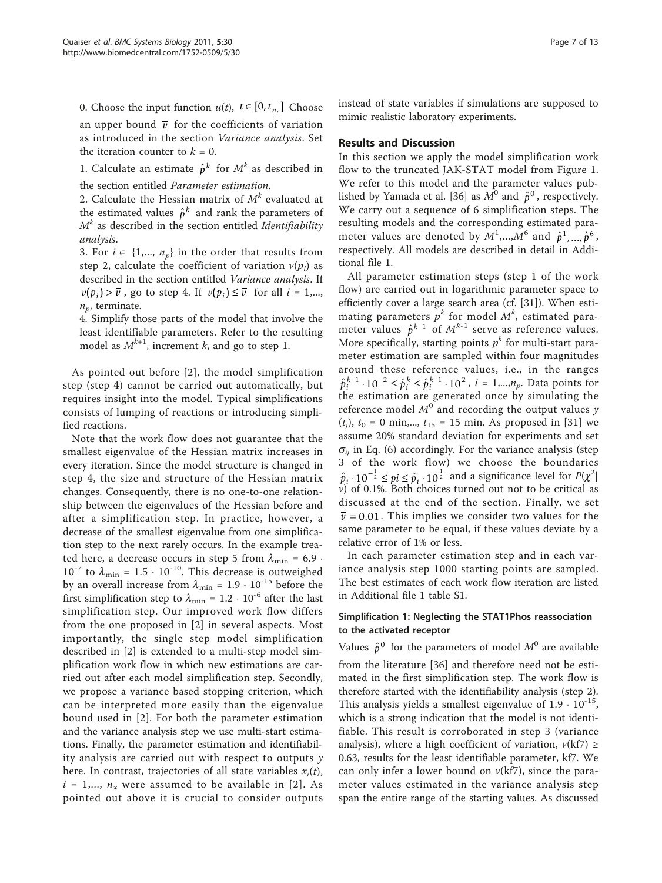0. Choose the input function $u(t)$, $t \in [0, t_{n_t}]$ Choose an upper bound $\bar{v}$ for the coefficients of variation as introduced in the section *Variance analysis*. Set the iteration counter to $k = 0$.

1. Calculate an estimate $\hat{p}^k$ for $M^k$ as described in the section entitled *Parameter estimation*.

2. Calculate the Hessian matrix of $M^k$ evaluated at the estimated values $\hat{p}^k$ and rank the parameters of $M^k$ as described in the section entitled *Identifiability analysis*.

3. For $i \in \{1,..., n_p\}$ in the order that results from step 2, calculate the coefficient of variation $v(p_i)$ as described in the section entitled *Variance analysis*. If $v(p_i) > \bar{v}$, go to step 4. If $v(p_i) \leq \bar{v}$ for all $i = 1,..., n_p$, terminate.

4. Simplify those parts of the model that involve the least identifiable parameters. Refer to the resulting model as $M^{k+1}$, increment $k$, and go to step 1.

As pointed out before [2], the model simplification step (step 4) cannot be carried out automatically, but requires insight into the model. Typical simplifications consists of lumping of reactions or introducing simplified reactions.

Note that the work flow does not guarantee that the smallest eigenvalue of the Hessian matrix increases in every iteration. Since the model structure is changed in step 4, the size and structure of the Hessian matrix changes. Consequently, there is no one-to-one relationship between the eigenvalues of the Hessian before and after a simplification step. In practice, however, a decrease of the smallest eigenvalue from one simplification step to the next rarely occurs. In the example treated here, a decrease occurs in step 5 from $\lambda_{\min} = 6.9 \cdot 10^{-7}$ to $\lambda_{\min} = 1.5 \cdot 10^{-10}$. This decrease is outweighed by an overall increase from $\lambda_{\min} = 1.9 \cdot 10^{-15}$ before the first simplification step to $\lambda_{\min} = 1.2 \cdot 10^{-6}$ after the last simplification step. Our improved work flow differs from the one proposed in [2] in several aspects. Most importantly, the single step model simplification described in [2] is extended to a multi-step model simplification work flow in which new estimations are carried out after each model simplification step. Secondly, we propose a variance based stopping criterion, which can be interpreted more easily than the eigenvalue bound used in [2]. For both the parameter estimation and the variance analysis step we use multi-start estimations. Finally, the parameter estimation and identifiability analysis are carried out with respect to outputs $y$ here. In contrast, trajectories of all state variables $x_i(t)$, $i = 1,..., n_x$ were assumed to be available in [2]. As pointed out above it is crucial to consider outputs instead of state variables if simulations are supposed to mimic realistic laboratory experiments.

## Results and Discussion

In this section we apply the model simplification work flow to the truncated JAK-STAT model from Figure 1. We refer to this model and the parameter values published by Yamada et al. [36] as $M^0$ and $\hat{p}^0$, respectively. We carry out a sequence of 6 simplification steps. The resulting models and the corresponding estimated parameter values are denoted by $M^1,...,M^6$ and $\hat{p}^1,...,\hat{p}^6$, respectively. All models are described in detail in Additional file 1.

All parameter estimation steps (step 1 of the work flow) are carried out in logarithmic parameter space to efficiently cover a large search area (cf. [31]). When estimating parameters $p^k$ for model $M^k$, estimated parameter values $\hat{p}^{k-1}$ of $M^{k-1}$ serve as reference values. More specifically, starting points $p^k$ for multi-start parameter estimation are sampled within four magnitudes around these reference values, i.e., in the ranges $\hat{p}_i^{k-1} \cdot 10^{-2} \leq \hat{p}_i^k \leq \hat{p}_i^{k-1} \cdot 10^2$, $i = 1,...,n_p$. Data points for the estimation are generated once by simulating the reference model $M^0$ and recording the output values $y(t_j)$, $t_0 = 0$ min,..., $t_{15} = 15$ min. As proposed in [31] we assume 20% standard deviation for experiments and set $\sigma_{ij}$ in Eq. (6) accordingly. For the variance analysis (step 3 of the work flow) we choose the boundaries $\hat{p}_i \cdot 10^{-\frac{1}{2}} \leq pi \leq \hat{p}_i \cdot 10^{\frac{1}{2}}$ and a significance level for $P(\chi^2|v)$ of 0.1%. Both choices turned out not to be critical as discussed at the end of the section. Finally, we set $\bar{v} = 0.01$. This implies we consider two values for the same parameter to be equal, if these values deviate by a relative error of 1% or less.

In each parameter estimation step and in each variance analysis step 1000 starting points are sampled. The best estimates of each work flow iteration are listed in Additional file 1 table S1.

### Simplification 1: Neglecting the STAT1Phos reassociation to the activated receptor

Values $\hat{p}^0$ for the parameters of model $M^0$ are available from the literature [36] and therefore need not be estimated in the first simplification step. The work flow is therefore started with the identifiability analysis (step 2). This analysis yields a smallest eigenvalue of $1.9 \cdot 10^{-15}$, which is a strong indication that the model is not identifiable. This result is corroborated in step 3 (variance analysis), where a high coefficient of variation, $v(\text{kf7}) \geq 0.63$, results for the least identifiable parameter, kf7. We can only infer a lower bound on $v(\text{kf7})$, since the parameter values estimated in the variance analysis step span the entire range of the starting values. As discussed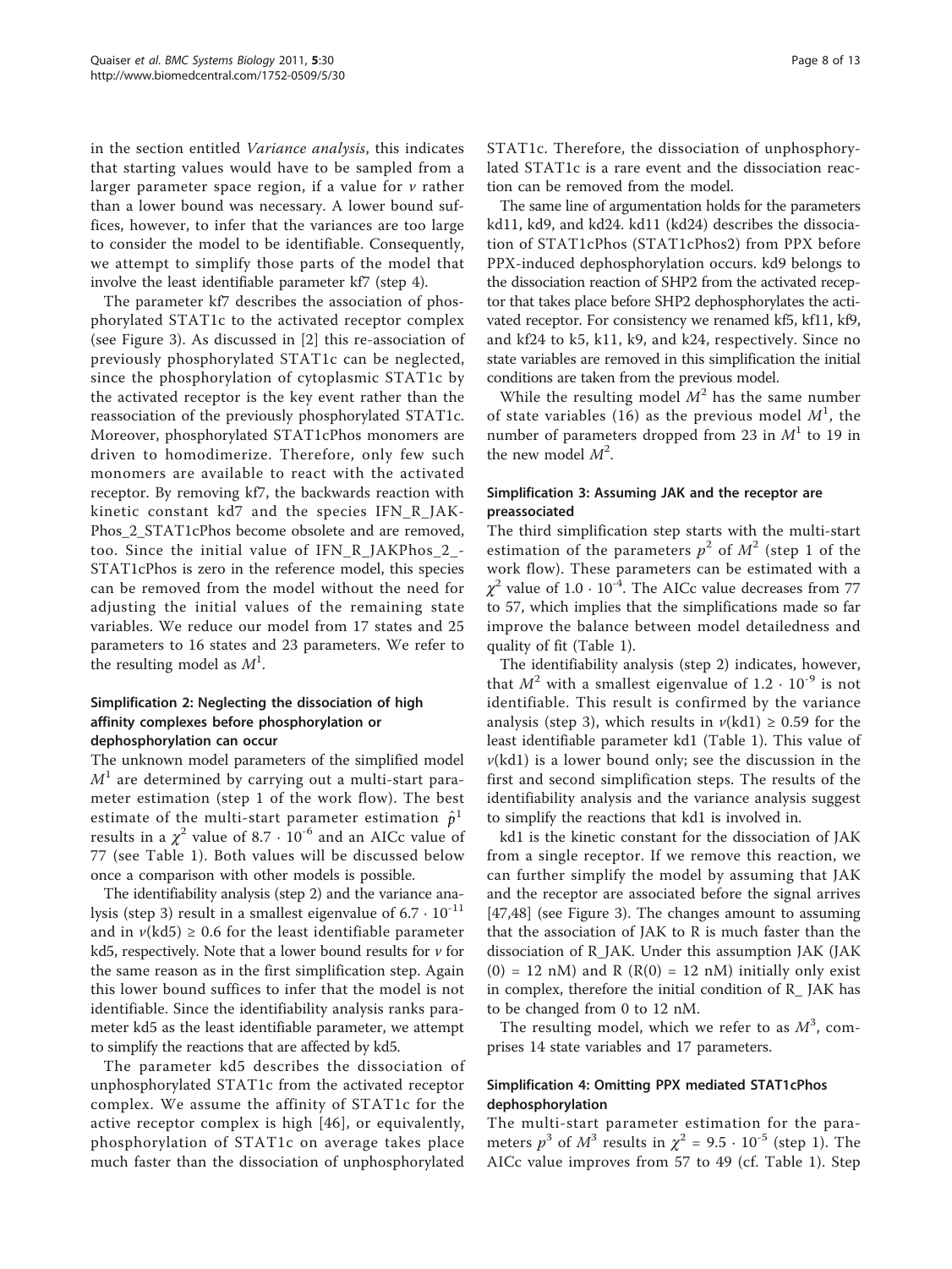in the section entitled *Variance analysis*, this indicates that starting values would have to be sampled from a larger parameter space region, if a value for $\nu$ rather than a lower bound was necessary. A lower bound suffices, however, to infer that the variances are too large to consider the model to be identifiable. Consequently, we attempt to simplify those parts of the model that involve the least identifiable parameter kf7 (step 4).

The parameter kf7 describes the association of phosphorylated STAT1c to the activated receptor complex (see Figure 3). As discussed in [2] this re-association of previously phosphorylated STAT1c can be neglected, since the phosphorylation of cytoplasmic STAT1c by the activated receptor is the key event rather than the reassociation of the previously phosphorylated STAT1c. Moreover, phosphorylated STAT1cPhos monomers are driven to homodimerize. Therefore, only few such monomers are available to react with the activated receptor. By removing kf7, the backwards reaction with kinetic constant kd7 and the species IFN_R_JAKPhos_2_STAT1cPhos become obsolete and are removed, too. Since the initial value of IFN_R_JAKPhos_2_-STAT1cPhos is zero in the reference model, this species can be removed from the model without the need for adjusting the initial values of the remaining state variables. We reduce our model from 17 states and 25 parameters to 16 states and 23 parameters. We refer to the resulting model as $M^1$.

### Simplification 2: Neglecting the dissociation of high affinity complexes before phosphorylation or dephosphorylation can occur

The unknown model parameters of the simplified model $M^1$ are determined by carrying out a multi-start parameter estimation (step 1 of the work flow). The best estimate of the multi-start parameter estimation $\hat{p}^1$ results in a $\chi^2$ value of $8.7 \cdot 10^{-6}$ and an AICc value of 77 (see Table 1). Both values will be discussed below once a comparison with other models is possible.

The identifiability analysis (step 2) and the variance analysis (step 3) result in a smallest eigenvalue of $6.7 \cdot 10^{-11}$ and in $\nu(\text{kd5}) \geq 0.6$ for the least identifiable parameter kd5, respectively. Note that a lower bound results for $\nu$ for the same reason as in the first simplification step. Again this lower bound suffices to infer that the model is not identifiable. Since the identifiability analysis ranks parameter kd5 as the least identifiable parameter, we attempt to simplify the reactions that are affected by kd5.

The parameter kd5 describes the dissociation of unphosphorylated STAT1c from the activated receptor complex. We assume the affinity of STAT1c for the active receptor complex is high [46], or equivalently, phosphorylation of STAT1c on average takes place much faster than the dissociation of unphosphorylated STAT1c. Therefore, the dissociation of unphosphorylated STAT1c is a rare event and the dissociation reaction can be removed from the model.

The same line of argumentation holds for the parameters kd11, kd9, and kd24. kd11 (kd24) describes the dissociation of STAT1cPhos (STAT1cPhos2) from PPX before PPX-induced dephosphorylation occurs. kd9 belongs to the dissociation reaction of SHP2 from the activated receptor that takes place before SHP2 dephosphorylates the activated receptor. For consistency we renamed kf5, kf11, kf9, and kf24 to k5, k11, k9, and k24, respectively. Since no state variables are removed in this simplification the initial conditions are taken from the previous model.

While the resulting model $M^2$ has the same number of state variables (16) as the previous model $M^1$, the number of parameters dropped from 23 in $M^1$ to 19 in the new model $M^2$.

### Simplification 3: Assuming JAK and the receptor are preassociated

The third simplification step starts with the multi-start estimation of the parameters $p^2$ of $M^2$ (step 1 of the work flow). These parameters can be estimated with a $\chi^2$ value of $1.0 \cdot 10^{-4}$. The AICc value decreases from 77 to 57, which implies that the simplifications made so far improve the balance between model detailedness and quality of fit (Table 1).

The identifiability analysis (step 2) indicates, however, that $M^2$ with a smallest eigenvalue of $1.2 \cdot 10^{-9}$ is not identifiable. This result is confirmed by the variance analysis (step 3), which results in $\nu(\text{kd1}) \geq 0.59$ for the least identifiable parameter kd1 (Table 1). This value of $\nu(\text{kd1})$ is a lower bound only; see the discussion in the first and second simplification steps. The results of the identifiability analysis and the variance analysis suggest to simplify the reactions that kd1 is involved in.

kd1 is the kinetic constant for the dissociation of JAK from a single receptor. If we remove this reaction, we can further simplify the model by assuming that JAK and the receptor are associated before the signal arrives [47,48] (see Figure 3). The changes amount to assuming that the association of JAK to R is much faster than the dissociation of R_JAK. Under this assumption JAK (JAK (0) = 12 nM) and R (R(0) = 12 nM) initially only exist in complex, therefore the initial condition of R_ JAK has to be changed from 0 to 12 nM.

The resulting model, which we refer to as $M^3$, comprises 14 state variables and 17 parameters.

### Simplification 4: Omitting PPX mediated STAT1cPhos dephosphorylation

The multi-start parameter estimation for the parameters $p^3$ of $M^3$ results in $\chi^2 = 9.5 \cdot 10^{-5}$ (step 1). The AICc value improves from 57 to 49 (cf. Table 1). Step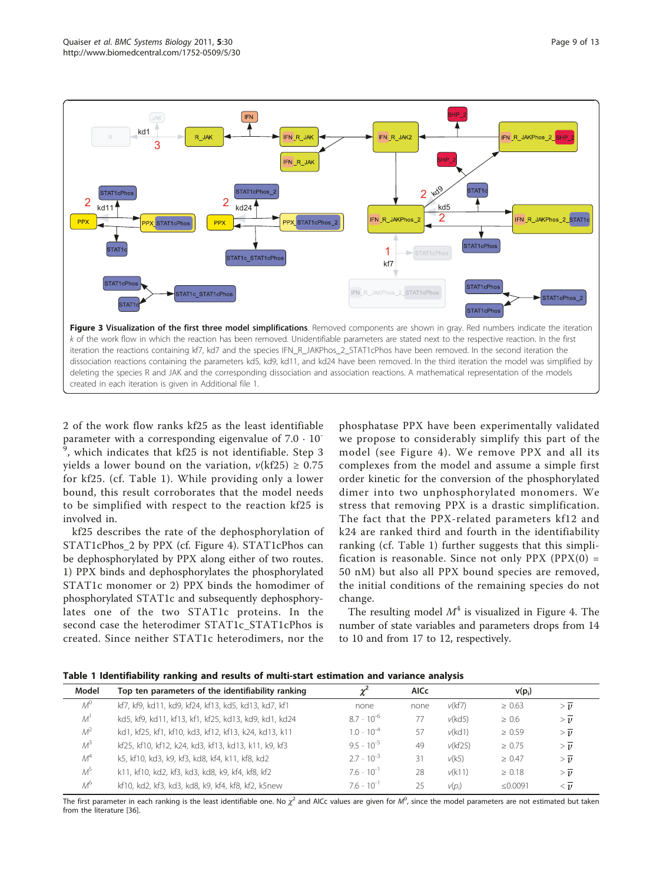**Figure 3 Visualization of the first three model simplifications**. Removed components are shown in gray. Red numbers indicate the iteration *k* of the work flow in which the reaction has been removed. Unidentifiable parameters are stated next to the respective reaction. In the first iteration the reactions containing kf7, kd7 and the species IFN_R_JAKPhos_2_STAT1cPhos have been removed. In the second iteration the dissociation reactions containing the parameters kd5, kd9, kd11, and kd24 have been removed. In the third iteration the model was simplified by deleting the species R and JAK and the corresponding dissociation and association reactions. A mathematical representation of the models created in each iteration is given in Additional file 1.

2 of the work flow ranks kf25 as the least identifiable parameter with a corresponding eigenvalue of $7.0 \cdot 10^{-9}$, which indicates that kf25 is not identifiable. Step 3 yields a lower bound on the variation, $\nu(\text{kf25}) \geq 0.75$ for kf25. (cf. Table 1). While providing only a lower bound, this result corroborates that the model needs to be simplified with respect to the reaction kf25 is involved in.

kf25 describes the rate of the dephosphorylation of STAT1cPhos_2 by PPX (cf. Figure 4). STAT1cPhos can be dephosphorylated by PPX along either of two routes. 1) PPX binds and dephosphorylates the phosphorylated STAT1c monomer or 2) PPX binds the homodimer of phosphorylated STAT1c and subsequently dephosphorylates one of the two STAT1c proteins. In the second case the heterodimer STAT1c_STAT1cPhos is created. Since neither STAT1c heterodimers, nor the phosphatase PPX have been experimentally validated we propose to considerably simplify this part of the model (see Figure 4). We remove PPX and all its complexes from the model and assume a simple first order kinetic for the conversion of the phosphorylated dimer into two unphosphorylated monomers. We stress that removing PPX is a drastic simplification. The fact that the PPX-related parameters kf12 and k24 are ranked third and fourth in the identifiability ranking (cf. Table 1) further suggests that this simplification is reasonable. Since not only PPX (PPX(0) = 50 nM) but also all PPX bound species are removed, the initial conditions of the remaining species do not change.

The resulting model $M^4$ is visualized in Figure 4. The number of state variables and parameters drops from 14 to 10 and from 17 to 12, respectively.

**Table 1 Identifiability ranking and results of multi-start estimation and variance analysis**

| Model | Top ten parameters of the identifiability ranking | $\chi^2$ | AICc | $v(p_i)$ | | |
|---|---|---|---|---|---|---|
| $M^0$ | kf7, kf9, kd11, kd9, kf24, kf13, kd5, kd13, kd7, kf1 | none | none | $v$(kf7) | ≥ 0.63 | $> \bar{\nu}$ |
| $M^1$ | kd5, kf9, kd11, kf13, kf1, kf25, kd13, kd9, kd1, kd24 | $8.7 \cdot 10^{-6}$ | 77 | $v$(kd5) | ≥ 0.6 | $> \bar{\nu}$ |
| $M^2$ | kd1, kf25, kf1, kf10, kd3, kf12, kf13, k24, kd13, k11 | $1.0 \cdot 10^{-4}$ | 57 | $v$(kd1) | ≥ 0.59 | $> \bar{\nu}$ |
| $M^3$ | kf25, kf10, kf12, k24, kd3, kf13, kd13, k11, k9, kf3 | $9.5 \cdot 10^{-5}$ | 49 | $v$(kf25) | ≥ 0.75 | $> \bar{\nu}$ |
| $M^4$ | k5, kf10, kd3, k9, kf3, kd8, kf4, k11, kf8, kd2 | $2.7 \cdot 10^{-3}$ | 31 | $v$(k5) | ≥ 0.47 | $> \bar{\nu}$ |
| $M^5$ | k11, kf10, kd2, kf3, kd3, kd8, k9, kf4, kf8, kf2 | $7.6 \cdot 10^{-1}$ | 28 | $v$(k11) | ≥ 0.18 | $> \bar{\nu}$ |
| $M^6$ | kf10, kd2, kf3, kd3, kd8, k9, kf4, kf8, kf2, k5new | $7.6 \cdot 10^{-1}$ | 25 | $v(p_i)$ | ≤0.0091 | $< \bar{\nu}$ |

The first parameter in each ranking is the least identifiable one. No $\chi^2$ and AICc values are given for $M^0$, since the model parameters are not estimated but taken from the literature [36].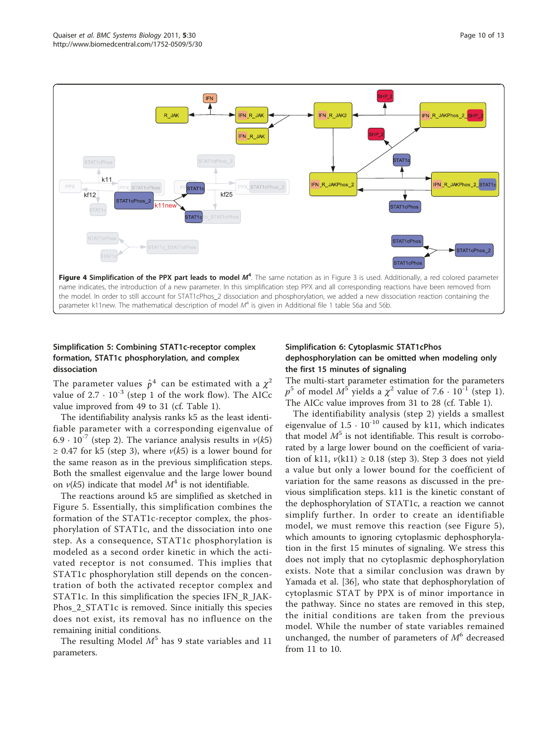**Figure 4 Simplification of the PPX part leads to model $M^4$.** The same notation as in Figure 3 is used. Additionally, a red colored parameter name indicates, the introduction of a new parameter. In this simplification step PPX and all corresponding reactions have been removed from the model. In order to still account for STAT1cPhos_2 dissociation and phosphorylation, we added a new dissociation reaction containing the parameter k11new. The mathematical description of model $M^4$ is given in Additional file 1 table S6a and S6b.

### Simplification 5: Combining STAT1c-receptor complex formation, STAT1c phosphorylation, and complex dissociation

The parameter values $\hat{p}^4$ can be estimated with a $\chi^2$ value of $2.7 \cdot 10^{-3}$ (step 1 of the work flow). The AICc value improved from 49 to 31 (cf. Table 1).

The identifiability analysis ranks k5 as the least identifiable parameter with a corresponding eigenvalue of $6.9 \cdot 10^{-7}$ (step 2). The variance analysis results in $\nu(k5) \geq 0.47$ for k5 (step 3), where $\nu(k5)$ is a lower bound for the same reason as in the previous simplification steps. Both the smallest eigenvalue and the large lower bound on $\nu(k5)$ indicate that model $M^4$ is not identifiable.

The reactions around k5 are simplified as sketched in Figure 5. Essentially, this simplification combines the formation of the STAT1c-receptor complex, the phosphorylation of STAT1c, and the dissociation into one step. As a consequence, STAT1c phosphorylation is modeled as a second order kinetic in which the activated receptor is not consumed. This implies that STAT1c phosphorylation still depends on the concentration of both the activated receptor complex and STAT1c. In this simplification the species IFN_R_JAKPhos_2_STAT1c is removed. Since initially this species does not exist, its removal has no influence on the remaining initial conditions.

The resulting Model $M^5$ has 9 state variables and 11 parameters.

### Simplification 6: Cytoplasmic STAT1cPhos dephosphorylation can be omitted when modeling only the first 15 minutes of signaling

The multi-start parameter estimation for the parameters $p^5$ of model $M^5$ yields a $\chi^2$ value of $7.6 \cdot 10^{-1}$ (step 1). The AICc value improves from 31 to 28 (cf. Table 1).

The identifiability analysis (step 2) yields a smallest eigenvalue of $1.5 \cdot 10^{-10}$ caused by k11, which indicates that model $M^5$ is not identifiable. This result is corroborated by a large lower bound on the coefficient of variation of k11, $\nu(k11) \geq 0.18$ (step 3). Step 3 does not yield a value but only a lower bound for the coefficient of variation for the same reasons as discussed in the previous simplification steps. k11 is the kinetic constant of the dephosphorylation of STAT1c, a reaction we cannot simplify further. In order to create an identifiable model, we must remove this reaction (see Figure 5), which amounts to ignoring cytoplasmic dephosphorylation in the first 15 minutes of signaling. We stress this does not imply that no cytoplasmic dephosphorylation exists. Note that a similar conclusion was drawn by Yamada et al. [36], who state that dephosphorylation of cytoplasmic STAT by PPX is of minor importance in the pathway. Since no states are removed in this step, the initial conditions are taken from the previous model. While the number of state variables remained unchanged, the number of parameters of $M^6$ decreased from 11 to 10.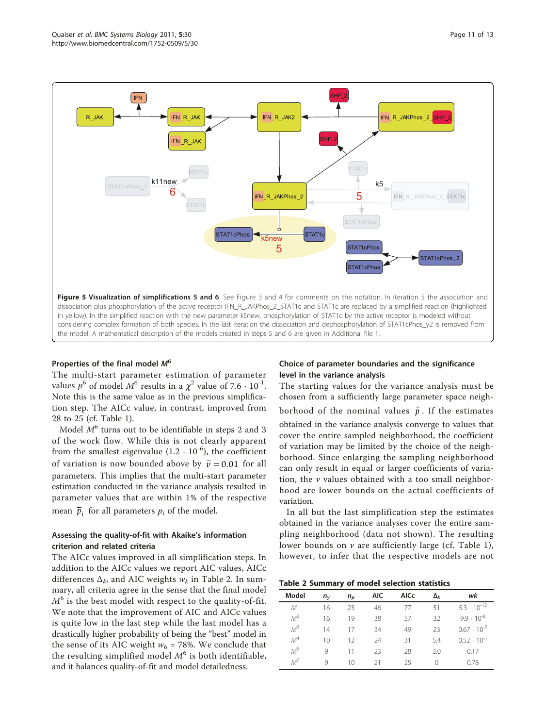**Figure 5 Visualization of simplifications 5 and 6**. See Figure 3 and 4 for comments on the notation. In iteration 5 the association and dissociation plus phosphorylation of the active receptor IFN_R_JAKPhos_2_STAT1c and STAT1c are replaced by a simplified reaction (highlighted in yellow). In the simplified reaction with the new parameter k5new, phosphorylation of STAT1c by the active receptor is modeled without considering complex formation of both species. In the last iteration the dissociation and dephosphorylation of STAT1cPhos_y2 is removed from the model. A mathematical description of the models created in steps 5 and 6 are given in Additional file 1.

### Properties of the final model $M^6$

The multi-start parameter estimation of parameter values $p^6$ of model $M^6$ results in a $\chi^2$ value of $7.6 \cdot 10^{-1}$. Note this is the same value as in the previous simplification step. The AICc value, in contrast, improved from 28 to 25 (cf. Table 1).

Model $M^6$ turns out to be identifiable in steps 2 and 3 of the work flow. While this is not clearly apparent from the smallest eigenvalue ($1.2 \cdot 10^{-6}$), the coefficient of variation is now bounded above by $\bar{v} = 0.01$ for all parameters. This implies that the multi-start parameter estimation conducted in the variance analysis resulted in parameter values that are within 1% of the respective mean $\bar{p}_i$ for all parameters $p_i$ of the model.

### Assessing the quality-of-fit with Akaike's information criterion and related criteria

The AICc values improved in all simplification steps. In addition to the AICc values we report AIC values, AICc differences $\Delta_k$, and AIC weights $w_k$ in Table 2. In summary, all criteria agree in the sense that the final model $M^6$ is the best model with respect to the quality-of-fit. We note that the improvement of AIC and AICc values is quite low in the last step while the last model has a drastically higher probability of being the "best" model in the sense of its AIC weight $w_6$ = 78%. We conclude that the resulting simplified model $M^6$ is both identifiable, and it balances quality-of-fit and model detailedness.

### Choice of parameter boundaries and the significance level in the variance analysis

The starting values for the variance analysis must be chosen from a sufficiently large parameter space neighborhood of the nominal values $\hat{p}$. If the estimates obtained in the variance analysis converge to values that cover the entire sampled neighborhood, the coefficient of variation may be limited by the choice of the neighborhood. Since enlarging the sampling neighborhood can only result in equal or larger coefficients of variation, the $v$ values obtained with a too small neighborhood are lower bounds on the actual coefficients of variation.

In all but the last simplification step the estimates obtained in the variance analyses cover the entire sampling neighborhood (data not shown). The resulting lower bounds on $v$ are sufficiently large (cf. Table 1), however, to infer that the respective models are not

**Table 2 Summary of model selection statistics**

| Model | $n_y$ | $n_p$ | AIC | AICc | $\Delta_k$ | $wk$ |
|---|---|---|---|---|---|---|
| $M^1$ | 16 | 23 | 46 | 77 | 51 | $5.3 \cdot 10^{-12}$ |
| $M^2$ | 16 | 19 | 38 | 57 | 32 | $9.9 \cdot 10^{-8}$ |
| $M^3$ | 14 | 17 | 34 | 49 | 23 | $0.67 \cdot 10^{-5}$ |
| $M^4$ | 10 | 12 | 24 | 31 | 5.4 | $0.52 \cdot 10^{-1}$ |
| $M^5$ | 9 | 11 | 23 | 28 | 3.0 | 0.17 |
| $M^6$ | 9 | 10 | 21 | 25 | 0 | 0.78 |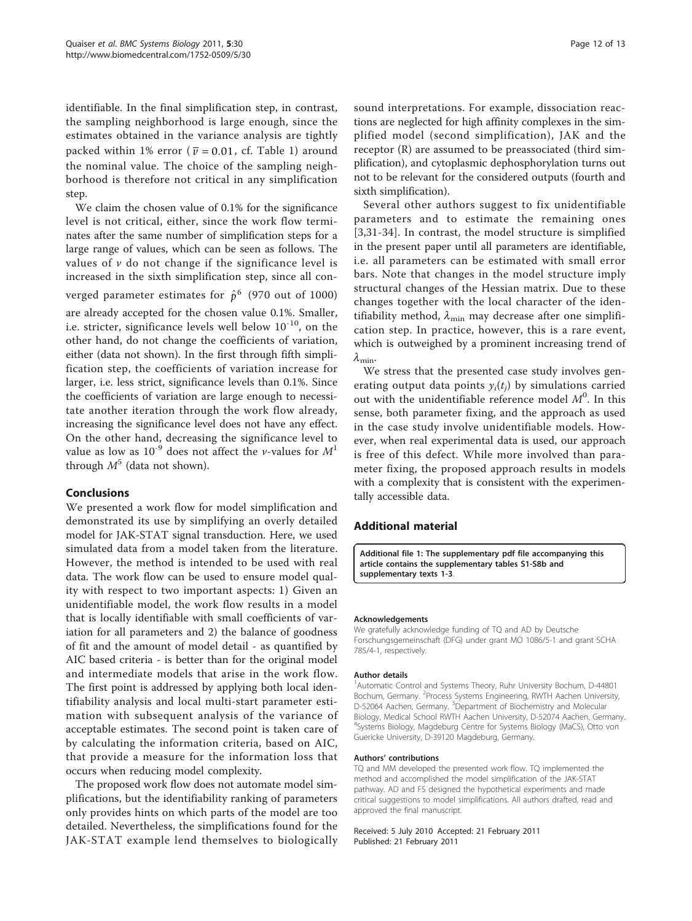identifiable. In the final simplification step, in contrast, the sampling neighborhood is large enough, since the estimates obtained in the variance analysis are tightly packed within 1% error ($\bar{\nu} = 0.01$, cf. Table 1) around the nominal value. The choice of the sampling neighborhood is therefore not critical in any simplification step.

We claim the chosen value of 0.1% for the significance level is not critical, either, since the work flow terminates after the same number of simplification steps for a large range of values, which can be seen as follows. The values of $\nu$ do not change if the significance level is increased in the sixth simplification step, since all converged parameter estimates for $\hat{p}^6$ (970 out of 1000) are already accepted for the chosen value 0.1%. Smaller, i.e. stricter, significance levels well below $10^{-10}$, on the other hand, do not change the coefficients of variation, either (data not shown). In the first through fifth simplification step, the coefficients of variation increase for larger, i.e. less strict, significance levels than 0.1%. Since the coefficients of variation are large enough to necessitate another iteration through the work flow already, increasing the significance level does not have any effect. On the other hand, decreasing the significance level to value as low as $10^{-9}$ does not affect the $\nu$-values for $M^1$ through $M^5$ (data not shown).

## Conclusions

We presented a work flow for model simplification and demonstrated its use by simplifying an overly detailed model for JAK-STAT signal transduction. Here, we used simulated data from a model taken from the literature. However, the method is intended to be used with real data. The work flow can be used to ensure model quality with respect to two important aspects: 1) Given an unidentifiable model, the work flow results in a model that is locally identifiable with small coefficients of variation for all parameters and 2) the balance of goodness of fit and the amount of model detail - as quantified by AIC based criteria - is better than for the original model and intermediate models that arise in the work flow. The first point is addressed by applying both local identifiability analysis and local multi-start parameter estimation with subsequent analysis of the variance of acceptable estimates. The second point is taken care of by calculating the information criteria, based on AIC, that provide a measure for the information loss that occurs when reducing model complexity.

The proposed work flow does not automate model simplifications, but the identifiability ranking of parameters only provides hints on which parts of the model are too detailed. Nevertheless, the simplifications found for the JAK-STAT example lend themselves to biologically sound interpretations. For example, dissociation reactions are neglected for high affinity complexes in the simplified model (second simplification), JAK and the receptor (R) are assumed to be preassociated (third simplification), and cytoplasmic dephosphorylation turns out not to be relevant for the considered outputs (fourth and sixth simplification).

Several other authors suggest to fix unidentifiable parameters and to estimate the remaining ones [3,31-34]. In contrast, the model structure is simplified in the present paper until all parameters are identifiable, i.e. all parameters can be estimated with small error bars. Note that changes in the model structure imply structural changes of the Hessian matrix. Due to these changes together with the local character of the identifiability method, $\lambda_{\min}$ may decrease after one simplification step. In practice, however, this is a rare event, which is outweighed by a prominent increasing trend of $\lambda_{\min}$.

We stress that the presented case study involves generating output data points $y_i(t_j)$ by simulations carried out with the unidentifiable reference model $M^0$. In this sense, both parameter fixing, and the approach as used in the case study involve unidentifiable models. However, when real experimental data is used, our approach is free of this defect. While more involved than parameter fixing, the proposed approach results in models with a complexity that is consistent with the experimentally accessible data.

## Additional material

**Additional file 1: The supplementary pdf file accompanying this article contains the supplementary tables S1-S8b and supplementary texts 1-3**.

#### Acknowledgements

We gratefully acknowledge funding of TQ and AD by Deutsche Forschungsgemeinschaft (DFG) under grant MO 1086/5-1 and grant SCHA 785/4-1, respectively.

#### Author details

[1]Automatic Control and Systems Theory, Ruhr University Bochum, D-44801 Bochum, Germany. [2]Process Systems Engineering, RWTH Aachen University, D-52064 Aachen, Germany. [3]Department of Biochemistry and Molecular Biology, Medical School RWTH Aachen University, D-52074 Aachen, Germany. [4]Systems Biology, Magdeburg Centre for Systems Biology (MaCS), Otto von Guericke University, D-39120 Magdeburg, Germany.

#### Authors' contributions

TQ and MM developed the presented work flow. TQ implemented the method and accomplished the model simplification of the JAK-STAT pathway. AD and FS designed the hypothetical experiments and made critical suggestions to model simplifications. All authors drafted, read and approved the final manuscript.

Received: 5 July 2010 Accepted: 21 February 2011
Published: 21 February 2011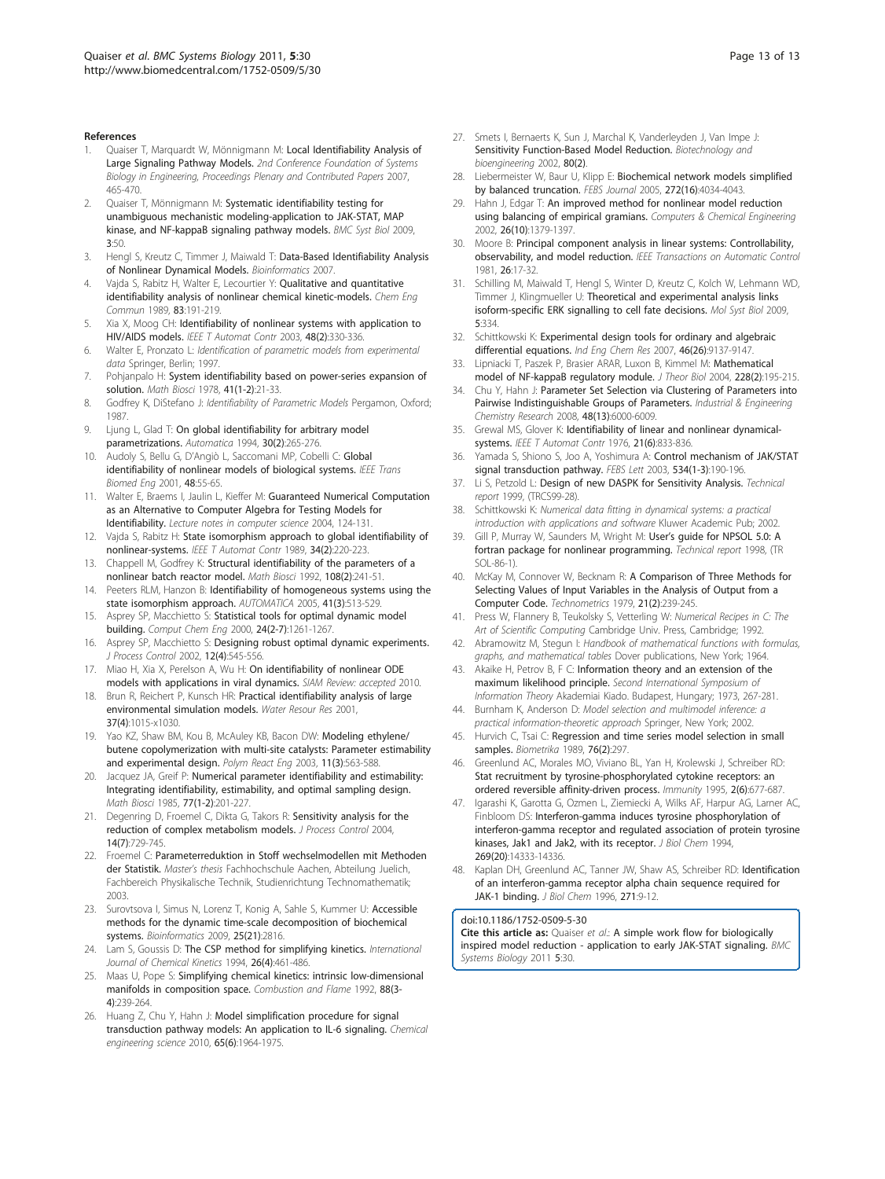### References

1. Quaiser T, Marquardt W, Mönnigmann M: **Local Identifiability Analysis of Large Signaling Pathway Models.** *2nd Conference Foundation of Systems Biology in Engineering, Proceedings Plenary and Contributed Papers* 2007, 465-470.
2. Quaiser T, Mönnigmann M: **Systematic identifiability testing for unambiguous mechanistic modeling-application to JAK-STAT, MAP kinase, and NF-kappaB signaling pathway models.** *BMC Syst Biol* 2009, 3:50.
3. Hengl S, Kreutz C, Timmer J, Maiwald T: **Data-Based Identifiability Analysis of Nonlinear Dynamical Models.** *Bioinformatics* 2007.
4. Vajda S, Rabitz H, Walter E, Lecourtier Y: **Qualitative and quantitative identifiability analysis of nonlinear chemical kinetic-models.** *Chem Eng Commun* 1989, 83:191-219.
5. Xia X, Moog CH: **Identifiability of nonlinear systems with application to HIV/AIDS models.** *IEEE T Automat Contr* 2003, 48(2):330-336.
6. Walter E, Pronzato L: *Identification of parametric models from experimental data* Springer, Berlin; 1997.
7. Pohjanpalo H: **System identifiability based on power-series expansion of solution.** *Math Biosci* 1978, 41(1-2):21-33.
8. Godfrey K, DiStefano J: *Identifiability of Parametric Models* Pergamon, Oxford; 1987.
9. Ljung L, Glad T: **On global identifiability for arbitrary model parametrizations.** *Automatica* 1994, 30(2):265-276.
10. Audoly S, Bellu G, D'Angiò L, Saccomani MP, Cobelli C: **Global identifiability of nonlinear models of biological systems.** *IEEE Trans Biomed Eng* 2001, 48:55-65.
11. Walter E, Braems I, Jaulin L, Kieffer M: **Guaranteed Numerical Computation as an Alternative to Computer Algebra for Testing Models for Identifiability.** *Lecture notes in computer science* 2004, 124-131.
12. Vajda S, Rabitz H: **State isomorphism approach to global identifiability of nonlinear-systems.** *IEEE T Automat Contr* 1989, 34(2):220-223.
13. Chappell M, Godfrey K: **Structural identifiability of the parameters of a nonlinear batch reactor model.** *Math Biosci* 1992, 108(2):241-51.
14. Peeters RLM, Hanzon B: **Identifiability of homogeneous systems using the state isomorphism approach.** *AUTOMATICA* 2005, 41(3):513-529.
15. Asprey SP, Macchietto S: **Statistical tools for optimal dynamic model building.** *Comput Chem Eng* 2000, 24(2-7):1261-1267.
16. Asprey SP, Macchietto S: **Designing robust optimal dynamic experiments.** *J Process Control* 2002, 12(4):545-556.
17. Miao H, Xia X, Perelson A, Wu H: **On identifiability of nonlinear ODE models with applications in viral dynamics.** *SIAM Review: accepted* 2010.
18. Brun R, Reichert P, Kunsch HR: **Practical identifiability analysis of large environmental simulation models.** *Water Resour Res* 2001, 37(4):1015-x1030.
19. Yao KZ, Shaw BM, Kou B, McAuley KB, Bacon DW: **Modeling ethylene/butene copolymerization with multi-site catalysts: Parameter estimability and experimental design.** *Polym React Eng* 2003, 11(3):563-588.
20. Jacquez JA, Greif P: **Numerical parameter identifiability and estimability: Integrating identifiability, estimability, and optimal sampling design.** *Math Biosci* 1985, 77(1-2):201-227.
21. Degenring D, Froemel C, Dikta G, Takors R: **Sensitivity analysis for the reduction of complex metabolism models.** *J Process Control* 2004, 14(7):729-745.
22. Froemel C: **Parameterreduktion in Stoff wechselmodellen mit Methoden der Statistik.** *Master's thesis* Fachhochschule Aachen, Abteilung Juelich, Fachbereich Physikalische Technik, Studienrichtung Technomathematik; 2003.
23. Surovtsova I, Simus N, Lorenz T, Konig A, Sahle S, Kummer U: **Accessible methods for the dynamic time-scale decomposition of biochemical systems.** *Bioinformatics* 2009, 25(21):2816.
24. Lam S, Goussis D: **The CSP method for simplifying kinetics.** *International Journal of Chemical Kinetics* 1994, 26(4):461-486.
25. Maas U, Pope S: **Simplifying chemical kinetics: intrinsic low-dimensional manifolds in composition space.** *Combustion and Flame* 1992, 88(3-4):239-264.
26. Huang Z, Chu Y, Hahn J: **Model simplification procedure for signal transduction pathway models: An application to IL-6 signaling.** *Chemical engineering science* 2010, 65(6):1964-1975.
27. Smets I, Bernaerts K, Sun J, Marchal K, Vanderleyden J, Van Impe J: **Sensitivity Function-Based Model Reduction.** *Biotechnology and bioengineering* 2002, 80(2).
28. Liebermeister W, Baur U, Klipp E: **Biochemical network models simplified by balanced truncation.** *FEBS Journal* 2005, 272(16):4034-4043.
29. Hahn J, Edgar T: **An improved method for nonlinear model reduction using balancing of empirical gramians.** *Computers & Chemical Engineering* 2002, 26(10):1379-1397.
30. Moore B: **Principal component analysis in linear systems: Controllability, observability, and model reduction.** *IEEE Transactions on Automatic Control* 1981, 26:17-32.
31. Schilling M, Maiwald T, Hengl S, Winter D, Kreutz C, Kolch W, Lehmann WD, Timmer J, Klingmueller U: **Theoretical and experimental analysis links isoform-specific ERK signalling to cell fate decisions.** *Mol Syst Biol* 2009, 5:334.
32. Schittkowski K: **Experimental design tools for ordinary and algebraic differential equations.** *Ind Eng Chem Res* 2007, 46(26):9137-9147.
33. Lipniacki T, Paszek P, Brasier ARAR, Luxon B, Kimmel M: **Mathematical model of NF-kappaB regulatory module.** *J Theor Biol* 2004, 228(2):195-215.
34. Chu Y, Hahn J: **Parameter Set Selection via Clustering of Parameters into Pairwise Indistinguishable Groups of Parameters.** *Industrial & Engineering Chemistry Research* 2008, 48(13):6000-6009.
35. Grewal MS, Glover K: **Identifiability of linear and nonlinear dynamical-systems.** *IEEE T Automat Contr* 1976, 21(6):833-836.
36. Yamada S, Shiono S, Joo A, Yoshimura A: **Control mechanism of JAK/STAT signal transduction pathway.** *FEBS Lett* 2003, 534(1-3):190-196.
37. Li S, Petzold L: **Design of new DASPK for Sensitivity Analysis.** *Technical report* 1999, (TRCS99-28).
38. Schittkowski K: *Numerical data fitting in dynamical systems: a practical introduction with applications and software* Kluwer Academic Pub; 2002.
39. Gill P, Murray W, Saunders M, Wright M: **User's guide for NPSOL 5.0: A fortran package for nonlinear programming.** *Technical report* 1998, (TR SOL-86-1).
40. McKay M, Connover W, Becknam R: **A Comparison of Three Methods for Selecting Values of Input Variables in the Analysis of Output from a Computer Code.** *Technometrics* 1979, 21(2):239-245.
41. Press W, Flannery B, Teukolsky S, Vetterling W: *Numerical Recipes in C: The Art of Scientific Computing* Cambridge Univ. Press, Cambridge; 1992.
42. Abramowitz M, Stegun I: *Handbook of mathematical functions with formulas, graphs, and mathematical tables* Dover publications, New York; 1964.
43. Akaike H, Petrov B, F C: **Information theory and an extension of the maximum likelihood principle.** *Second International Symposium of Information Theory* Akademiai Kiado. Budapest, Hungary; 1973, 267-281.
44. Burnham K, Anderson D: *Model selection and multimodel inference: a practical information-theoretic approach* Springer, New York; 2002.
45. Hurvich C, Tsai C: **Regression and time series model selection in small samples.** *Biometrika* 1989, 76(2):297.
46. Greenlund AC, Morales MO, Viviano BL, Yan H, Krolewski J, Schreiber RD: **Stat recruitment by tyrosine-phosphorylated cytokine receptors: an ordered reversible affinity-driven process.** *Immunity* 1995, 2(6):677-687.
47. Igarashi K, Garotta G, Ozmen L, Ziemiecki A, Wilks AF, Harpur AG, Larner AC, Finbloom DS: **Interferon-gamma induces tyrosine phosphorylation of interferon-gamma receptor and regulated association of protein tyrosine kinases, Jak1 and Jak2, with its receptor.** *J Biol Chem* 1994, 269(20):14333-14336.
48. Kaplan DH, Greenlund AC, Tanner JW, Shaw AS, Schreiber RD: **Identification of an interferon-gamma receptor alpha chain sequence required for JAK-1 binding.** *J Biol Chem* 1996, 271:9-12.

doi:10.1186/1752-0509-5-30

**Cite this article as:** Quaiser *et al.*: A simple work flow for biologically inspired model reduction - application to early JAK-STAT signaling. *BMC Systems Biology* 2011 5:30.